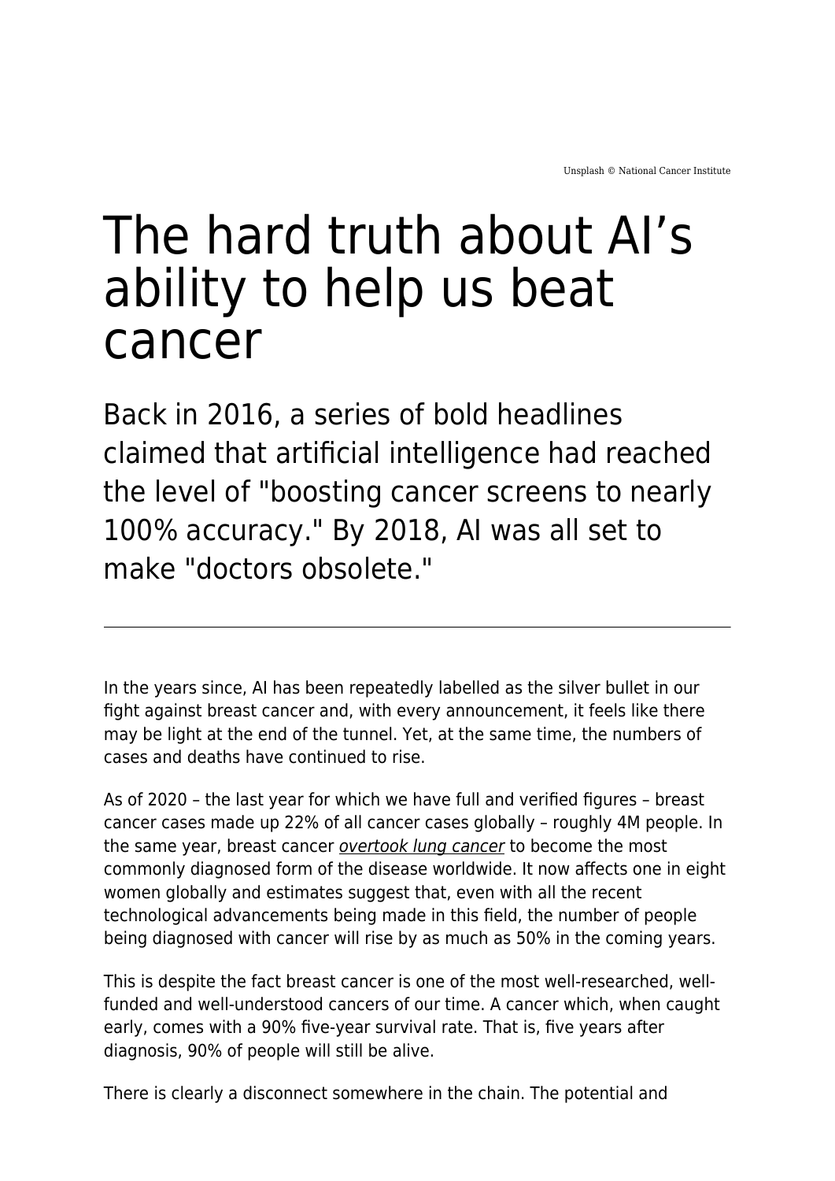Unsplash © National Cancer Institute

# The hard truth about AI's ability to help us beat cancer

## Back in 2016, a series of bold headlines claimed that artificial intelligence had reached the level of "boosting cancer screens to nearly 100% accuracy." By 2018, AI was all set to make "doctors obsolete."

---

In the years since, AI has been repeatedly labelled as the silver bullet in our fight against breast cancer and, with every announcement, it feels like there may be light at the end of the tunnel. Yet, at the same time, the numbers of cases and deaths have continued to rise.

As of 2020 – the last year for which we have full and verified figures – breast cancer cases made up 22% of all cancer cases globally – roughly 4M people. In the same year, breast cancer *overtook lung cancer* to become the most commonly diagnosed form of the disease worldwide. It now affects one in eight women globally and estimates suggest that, even with all the recent technological advancements being made in this field, the number of people being diagnosed with cancer will rise by as much as 50% in the coming years.

This is despite the fact breast cancer is one of the most well-researched, well-funded and well-understood cancers of our time. A cancer which, when caught early, comes with a 90% five-year survival rate. That is, five years after diagnosis, 90% of people will still be alive.

There is clearly a disconnect somewhere in the chain. The potential and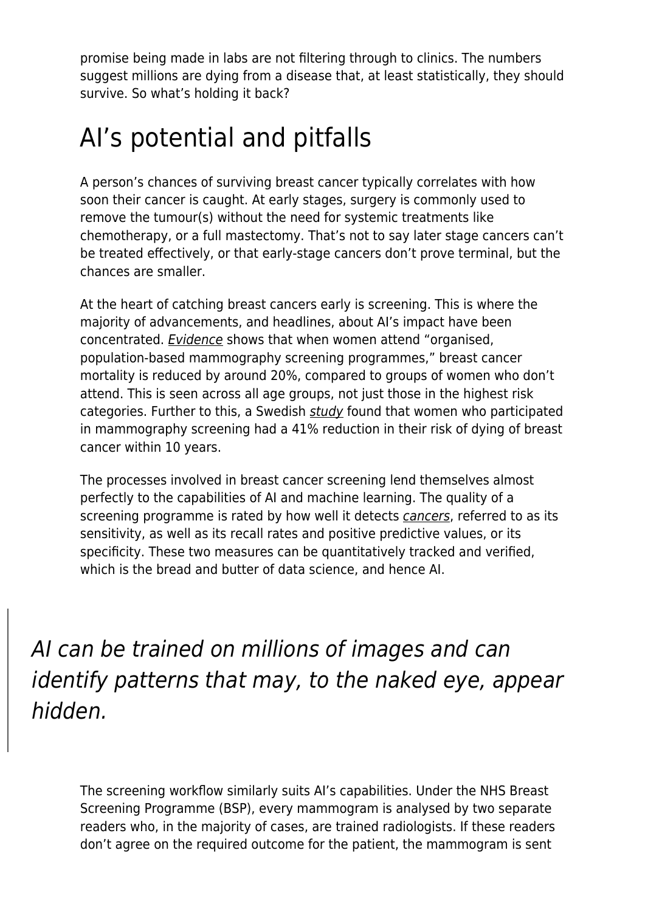promise being made in labs are not filtering through to clinics. The numbers suggest millions are dying from a disease that, at least statistically, they should survive. So what's holding it back?

## AI's potential and pitfalls

A person's chances of surviving breast cancer typically correlates with how soon their cancer is caught. At early stages, surgery is commonly used to remove the tumour(s) without the need for systemic treatments like chemotherapy, or a full mastectomy. That's not to say later stage cancers can't be treated effectively, or that early-stage cancers don't prove terminal, but the chances are smaller.

At the heart of catching breast cancers early is screening. This is where the majority of advancements, and headlines, about AI's impact have been concentrated. *Evidence* shows that when women attend "organised, population-based mammography screening programmes," breast cancer mortality is reduced by around 20%, compared to groups of women who don't attend. This is seen across all age groups, not just those in the highest risk categories. Further to this, a Swedish *study* found that women who participated in mammography screening had a 41% reduction in their risk of dying of breast cancer within 10 years.

The processes involved in breast cancer screening lend themselves almost perfectly to the capabilities of AI and machine learning. The quality of a screening programme is rated by how well it detects *cancers*, referred to as its sensitivity, as well as its recall rates and positive predictive values, or its specificity. These two measures can be quantitatively tracked and verified, which is the bread and butter of data science, and hence AI.

> *AI can be trained on millions of images and can identify patterns that may, to the naked eye, appear hidden.*

The screening workflow similarly suits AI's capabilities. Under the NHS Breast Screening Programme (BSP), every mammogram is analysed by two separate readers who, in the majority of cases, are trained radiologists. If these readers don't agree on the required outcome for the patient, the mammogram is sent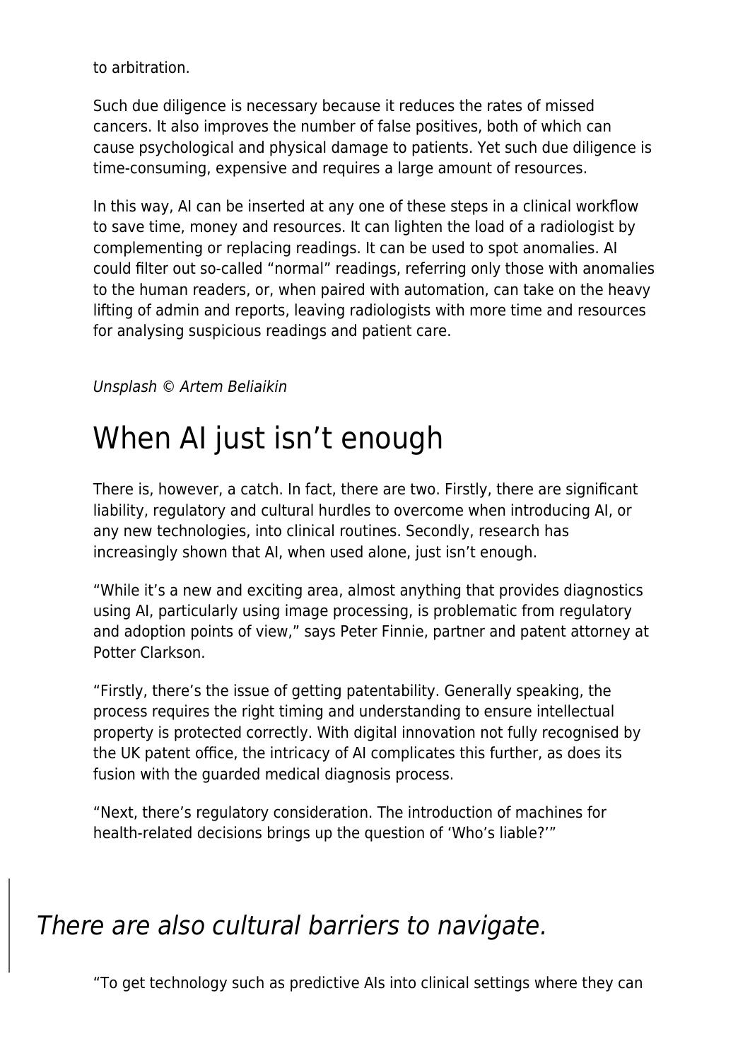to arbitration.

Such due diligence is necessary because it reduces the rates of missed cancers. It also improves the number of false positives, both of which can cause psychological and physical damage to patients. Yet such due diligence is time-consuming, expensive and requires a large amount of resources.

In this way, AI can be inserted at any one of these steps in a clinical workflow to save time, money and resources. It can lighten the load of a radiologist by complementing or replacing readings. It can be used to spot anomalies. AI could filter out so-called "normal" readings, referring only those with anomalies to the human readers, or, when paired with automation, can take on the heavy lifting of admin and reports, leaving radiologists with more time and resources for analysing suspicious readings and patient care.

*Unsplash © Artem Beliaikin*

# When AI just isn't enough

There is, however, a catch. In fact, there are two. Firstly, there are significant liability, regulatory and cultural hurdles to overcome when introducing AI, or any new technologies, into clinical routines. Secondly, research has increasingly shown that AI, when used alone, just isn't enough.

"While it's a new and exciting area, almost anything that provides diagnostics using AI, particularly using image processing, is problematic from regulatory and adoption points of view," says Peter Finnie, partner and patent attorney at Potter Clarkson.

"Firstly, there's the issue of getting patentability. Generally speaking, the process requires the right timing and understanding to ensure intellectual property is protected correctly. With digital innovation not fully recognised by the UK patent office, the intricacy of AI complicates this further, as does its fusion with the guarded medical diagnosis process.

"Next, there's regulatory consideration. The introduction of machines for health-related decisions brings up the question of 'Who's liable?'"

> *There are also cultural barriers to navigate.*

"To get technology such as predictive AIs into clinical settings where they can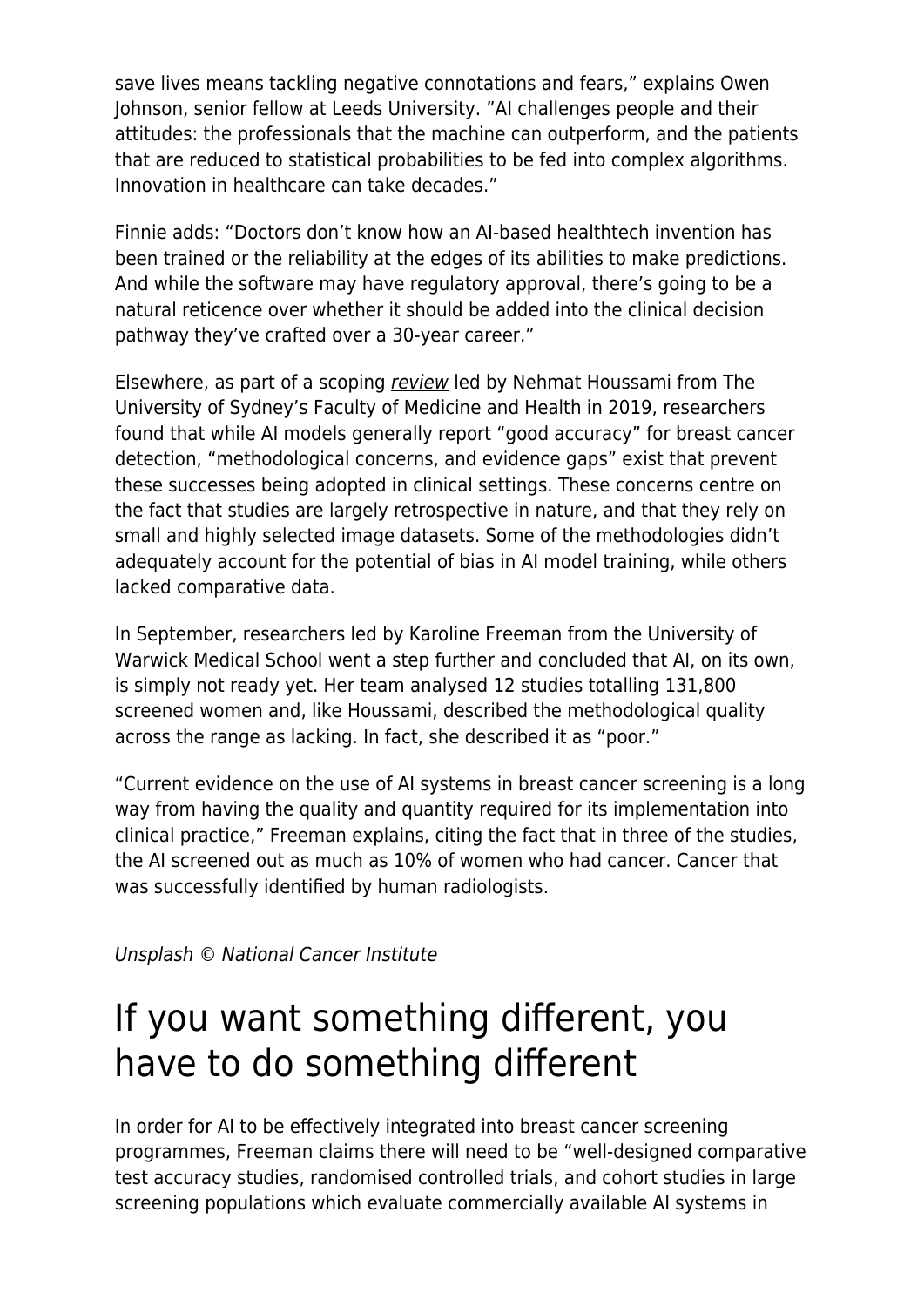save lives means tackling negative connotations and fears," explains Owen Johnson, senior fellow at Leeds University. "AI challenges people and their attitudes: the professionals that the machine can outperform, and the patients that are reduced to statistical probabilities to be fed into complex algorithms. Innovation in healthcare can take decades."

Finnie adds: "Doctors don't know how an AI-based healthtech invention has been trained or the reliability at the edges of its abilities to make predictions. And while the software may have regulatory approval, there's going to be a natural reticence over whether it should be added into the clinical decision pathway they've crafted over a 30-year career."

Elsewhere, as part of a scoping *review* led by Nehmat Houssami from The University of Sydney's Faculty of Medicine and Health in 2019, researchers found that while AI models generally report "good accuracy" for breast cancer detection, "methodological concerns, and evidence gaps" exist that prevent these successes being adopted in clinical settings. These concerns centre on the fact that studies are largely retrospective in nature, and that they rely on small and highly selected image datasets. Some of the methodologies didn't adequately account for the potential of bias in AI model training, while others lacked comparative data.

In September, researchers led by Karoline Freeman from the University of Warwick Medical School went a step further and concluded that AI, on its own, is simply not ready yet. Her team analysed 12 studies totalling 131,800 screened women and, like Houssami, described the methodological quality across the range as lacking. In fact, she described it as "poor."

"Current evidence on the use of AI systems in breast cancer screening is a long way from having the quality and quantity required for its implementation into clinical practice," Freeman explains, citing the fact that in three of the studies, the AI screened out as much as 10% of women who had cancer. Cancer that was successfully identified by human radiologists.

*Unsplash © National Cancer Institute*

# If you want something different, you have to do something different

In order for AI to be effectively integrated into breast cancer screening programmes, Freeman claims there will need to be "well-designed comparative test accuracy studies, randomised controlled trials, and cohort studies in large screening populations which evaluate commercially available AI systems in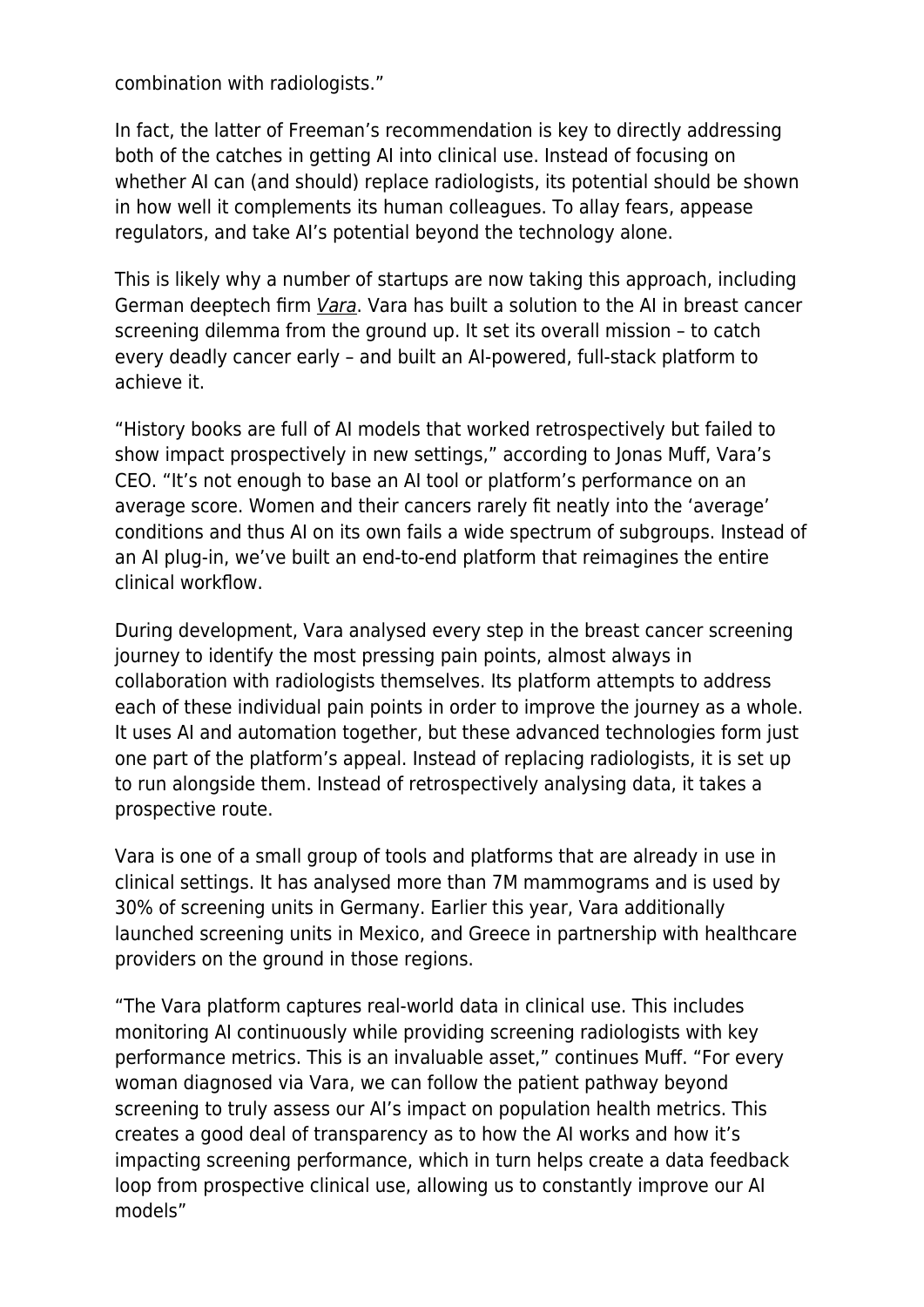combination with radiologists."

In fact, the latter of Freeman's recommendation is key to directly addressing both of the catches in getting AI into clinical use. Instead of focusing on whether AI can (and should) replace radiologists, its potential should be shown in how well it complements its human colleagues. To allay fears, appease regulators, and take AI's potential beyond the technology alone.

This is likely why a number of startups are now taking this approach, including German deeptech firm *Vara*. Vara has built a solution to the AI in breast cancer screening dilemma from the ground up. It set its overall mission – to catch every deadly cancer early – and built an AI-powered, full-stack platform to achieve it.

"History books are full of AI models that worked retrospectively but failed to show impact prospectively in new settings," according to Jonas Muff, Vara's CEO. "It's not enough to base an AI tool or platform's performance on an average score. Women and their cancers rarely fit neatly into the 'average' conditions and thus AI on its own fails a wide spectrum of subgroups. Instead of an AI plug-in, we've built an end-to-end platform that reimagines the entire clinical workflow.

During development, Vara analysed every step in the breast cancer screening journey to identify the most pressing pain points, almost always in collaboration with radiologists themselves. Its platform attempts to address each of these individual pain points in order to improve the journey as a whole. It uses AI and automation together, but these advanced technologies form just one part of the platform's appeal. Instead of replacing radiologists, it is set up to run alongside them. Instead of retrospectively analysing data, it takes a prospective route.

Vara is one of a small group of tools and platforms that are already in use in clinical settings. It has analysed more than 7M mammograms and is used by 30% of screening units in Germany. Earlier this year, Vara additionally launched screening units in Mexico, and Greece in partnership with healthcare providers on the ground in those regions.

"The Vara platform captures real-world data in clinical use. This includes monitoring AI continuously while providing screening radiologists with key performance metrics. This is an invaluable asset," continues Muff. "For every woman diagnosed via Vara, we can follow the patient pathway beyond screening to truly assess our AI's impact on population health metrics. This creates a good deal of transparency as to how the AI works and how it's impacting screening performance, which in turn helps create a data feedback loop from prospective clinical use, allowing us to constantly improve our AI models"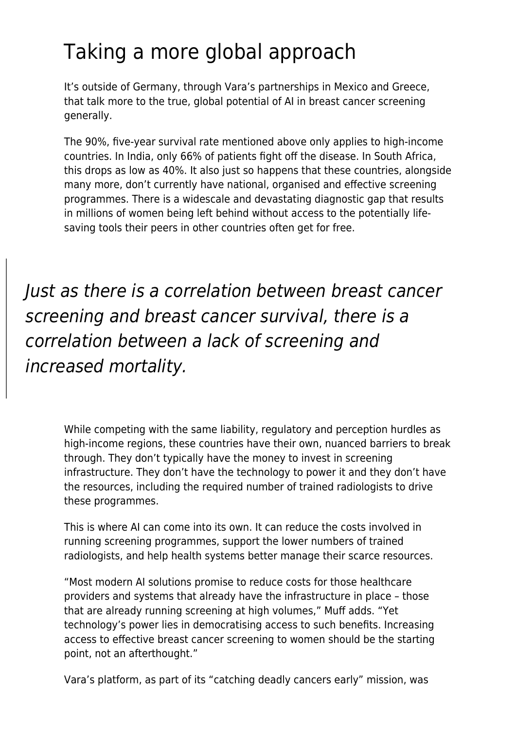# Taking a more global approach

It's outside of Germany, through Vara's partnerships in Mexico and Greece, that talk more to the true, global potential of AI in breast cancer screening generally.

The 90%, five-year survival rate mentioned above only applies to high-income countries. In India, only 66% of patients fight off the disease. In South Africa, this drops as low as 40%. It also just so happens that these countries, alongside many more, don't currently have national, organised and effective screening programmes. There is a widescale and devastating diagnostic gap that results in millions of women being left behind without access to the potentially life-saving tools their peers in other countries often get for free.

> *Just as there is a correlation between breast cancer screening and breast cancer survival, there is a correlation between a lack of screening and increased mortality.*

While competing with the same liability, regulatory and perception hurdles as high-income regions, these countries have their own, nuanced barriers to break through. They don't typically have the money to invest in screening infrastructure. They don't have the technology to power it and they don't have the resources, including the required number of trained radiologists to drive these programmes.

This is where AI can come into its own. It can reduce the costs involved in running screening programmes, support the lower numbers of trained radiologists, and help health systems better manage their scarce resources.

"Most modern AI solutions promise to reduce costs for those healthcare providers and systems that already have the infrastructure in place – those that are already running screening at high volumes," Muff adds. "Yet technology's power lies in democratising access to such benefits. Increasing access to effective breast cancer screening to women should be the starting point, not an afterthought."

Vara's platform, as part of its "catching deadly cancers early" mission, was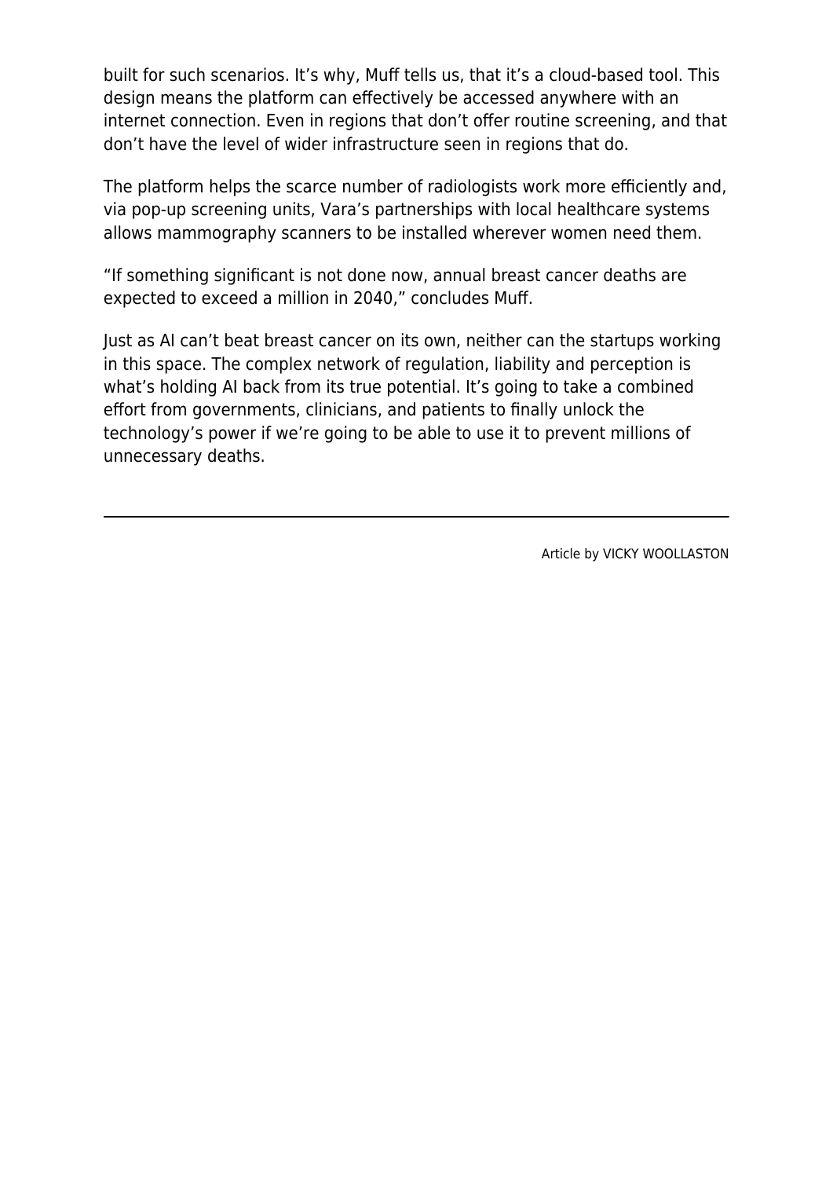built for such scenarios. It’s why, Muff tells us, that it’s a cloud-based tool. This design means the platform can effectively be accessed anywhere with an internet connection. Even in regions that don’t offer routine screening, and that don’t have the level of wider infrastructure seen in regions that do.

The platform helps the scarce number of radiologists work more efficiently and, via pop-up screening units, Vara’s partnerships with local healthcare systems allows mammography scanners to be installed wherever women need them.

“If something significant is not done now, annual breast cancer deaths are expected to exceed a million in 2040,” concludes Muff.

Just as AI can’t beat breast cancer on its own, neither can the startups working in this space. The complex network of regulation, liability and perception is what’s holding AI back from its true potential. It’s going to take a combined effort from governments, clinicians, and patients to finally unlock the technology’s power if we’re going to be able to use it to prevent millions of unnecessary deaths.

---

Article by VICKY WOOLLASTON